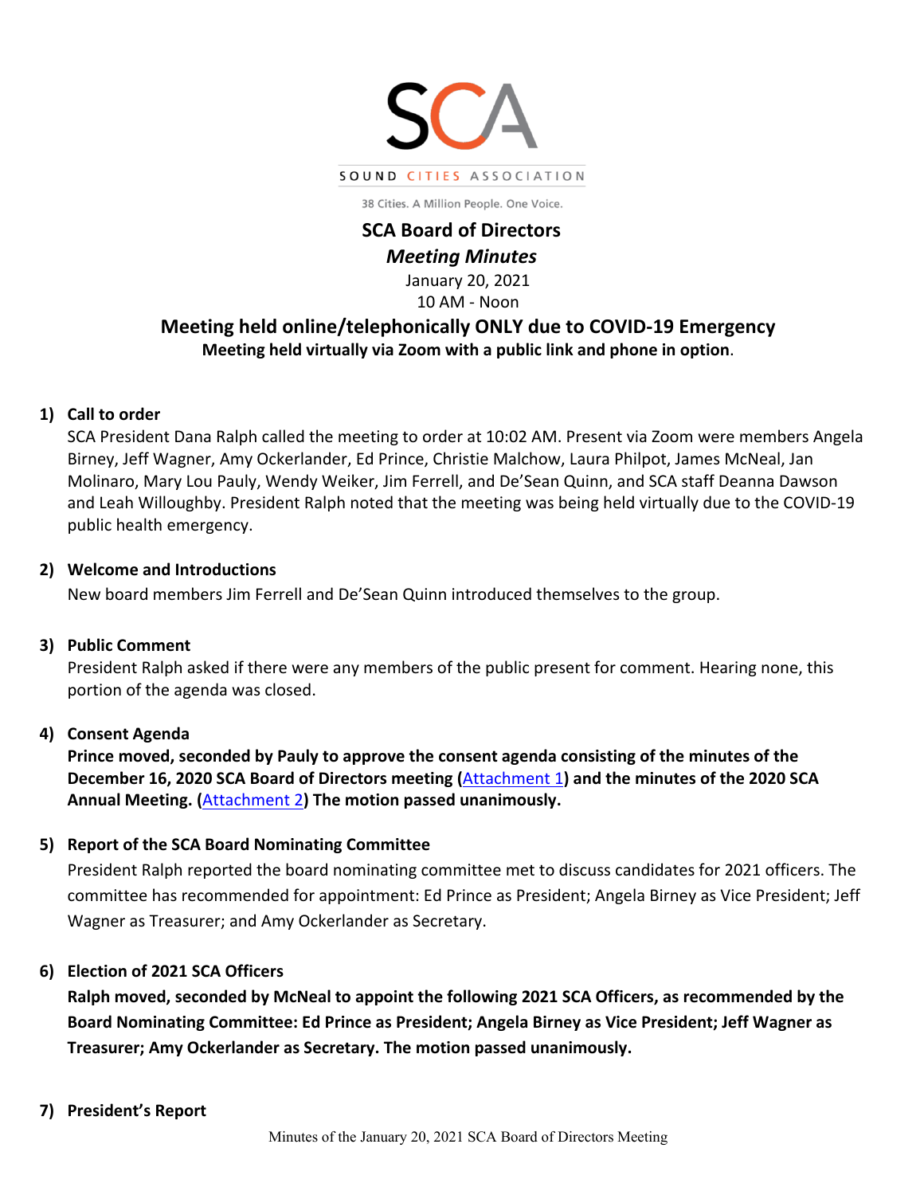SOUND CITIES ASSOCIATION

38 Cities. A Million People. One Voice.

# SCA Board of Directors

## *Meeting Minutes*

January 20, 2021
10 AM - Noon

### Meeting held online/telephonically ONLY due to COVID-19 Emergency

**Meeting held virtually via Zoom with a public link and phone in option**.

1) **Call to order**

   SCA President Dana Ralph called the meeting to order at 10:02 AM. Present via Zoom were members Angela Birney, Jeff Wagner, Amy Ockerlander, Ed Prince, Christie Malchow, Laura Philpot, James McNeal, Jan Molinaro, Mary Lou Pauly, Wendy Weiker, Jim Ferrell, and De'Sean Quinn, and SCA staff Deanna Dawson and Leah Willoughby. President Ralph noted that the meeting was being held virtually due to the COVID-19 public health emergency.

2) **Welcome and Introductions**

   New board members Jim Ferrell and De'Sean Quinn introduced themselves to the group.

3) **Public Comment**

   President Ralph asked if there were any members of the public present for comment. Hearing none, this portion of the agenda was closed.

4) **Consent Agenda**

   **Prince moved, seconded by Pauly to approve the consent agenda consisting of the minutes of the December 16, 2020 SCA Board of Directors meeting (Attachment 1) and the minutes of the 2020 SCA Annual Meeting. (Attachment 2) The motion passed unanimously.**

5) **Report of the SCA Board Nominating Committee**

   President Ralph reported the board nominating committee met to discuss candidates for 2021 officers. The committee has recommended for appointment: Ed Prince as President; Angela Birney as Vice President; Jeff Wagner as Treasurer; and Amy Ockerlander as Secretary.

6) **Election of 2021 SCA Officers**

   **Ralph moved, seconded by McNeal to appoint the following 2021 SCA Officers, as recommended by the Board Nominating Committee: Ed Prince as President; Angela Birney as Vice President; Jeff Wagner as Treasurer; Amy Ockerlander as Secretary. The motion passed unanimously.**

7) **President's Report**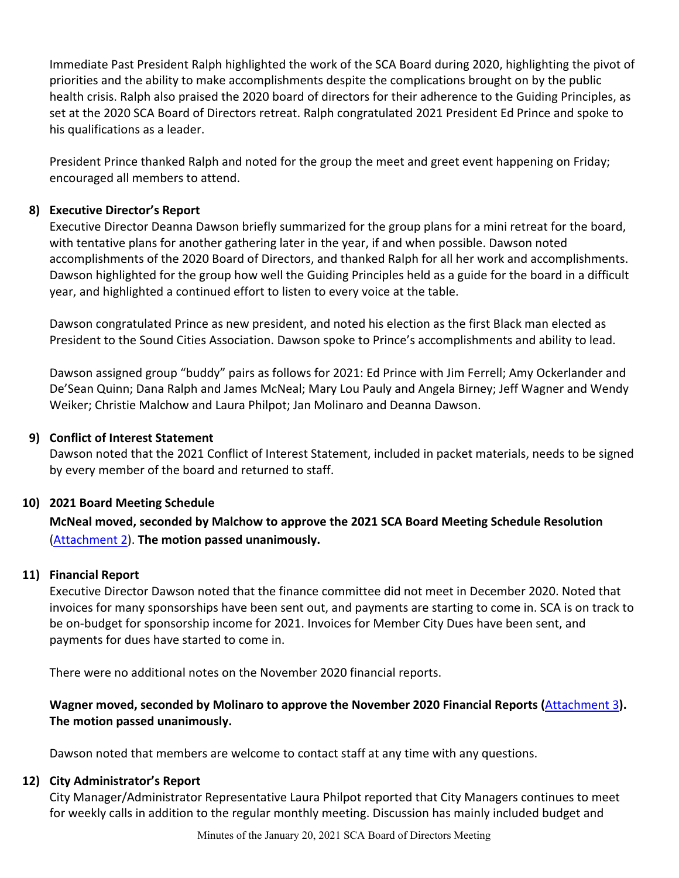Immediate Past President Ralph highlighted the work of the SCA Board during 2020, highlighting the pivot of priorities and the ability to make accomplishments despite the complications brought on by the public health crisis. Ralph also praised the 2020 board of directors for their adherence to the Guiding Principles, as set at the 2020 SCA Board of Directors retreat. Ralph congratulated 2021 President Ed Prince and spoke to his qualifications as a leader.

President Prince thanked Ralph and noted for the group the meet and greet event happening on Friday; encouraged all members to attend.

**8) Executive Director's Report**

Executive Director Deanna Dawson briefly summarized for the group plans for a mini retreat for the board, with tentative plans for another gathering later in the year, if and when possible. Dawson noted accomplishments of the 2020 Board of Directors, and thanked Ralph for all her work and accomplishments. Dawson highlighted for the group how well the Guiding Principles held as a guide for the board in a difficult year, and highlighted a continued effort to listen to every voice at the table.

Dawson congratulated Prince as new president, and noted his election as the first Black man elected as President to the Sound Cities Association. Dawson spoke to Prince's accomplishments and ability to lead.

Dawson assigned group "buddy" pairs as follows for 2021: Ed Prince with Jim Ferrell; Amy Ockerlander and De'Sean Quinn; Dana Ralph and James McNeal; Mary Lou Pauly and Angela Birney; Jeff Wagner and Wendy Weiker; Christie Malchow and Laura Philpot; Jan Molinaro and Deanna Dawson.

**9) Conflict of Interest Statement**

Dawson noted that the 2021 Conflict of Interest Statement, included in packet materials, needs to be signed by every member of the board and returned to staff.

**10) 2021 Board Meeting Schedule**

**McNeal moved, seconded by Malchow to approve the 2021 SCA Board Meeting Schedule Resolution** (Attachment 2). **The motion passed unanimously.**

**11) Financial Report**

Executive Director Dawson noted that the finance committee did not meet in December 2020. Noted that invoices for many sponsorships have been sent out, and payments are starting to come in. SCA is on track to be on-budget for sponsorship income for 2021. Invoices for Member City Dues have been sent, and payments for dues have started to come in.

There were no additional notes on the November 2020 financial reports.

**Wagner moved, seconded by Molinaro to approve the November 2020 Financial Reports (**Attachment 3**). The motion passed unanimously.**

Dawson noted that members are welcome to contact staff at any time with any questions.

**12) City Administrator's Report**

City Manager/Administrator Representative Laura Philpot reported that City Managers continues to meet for weekly calls in addition to the regular monthly meeting. Discussion has mainly included budget and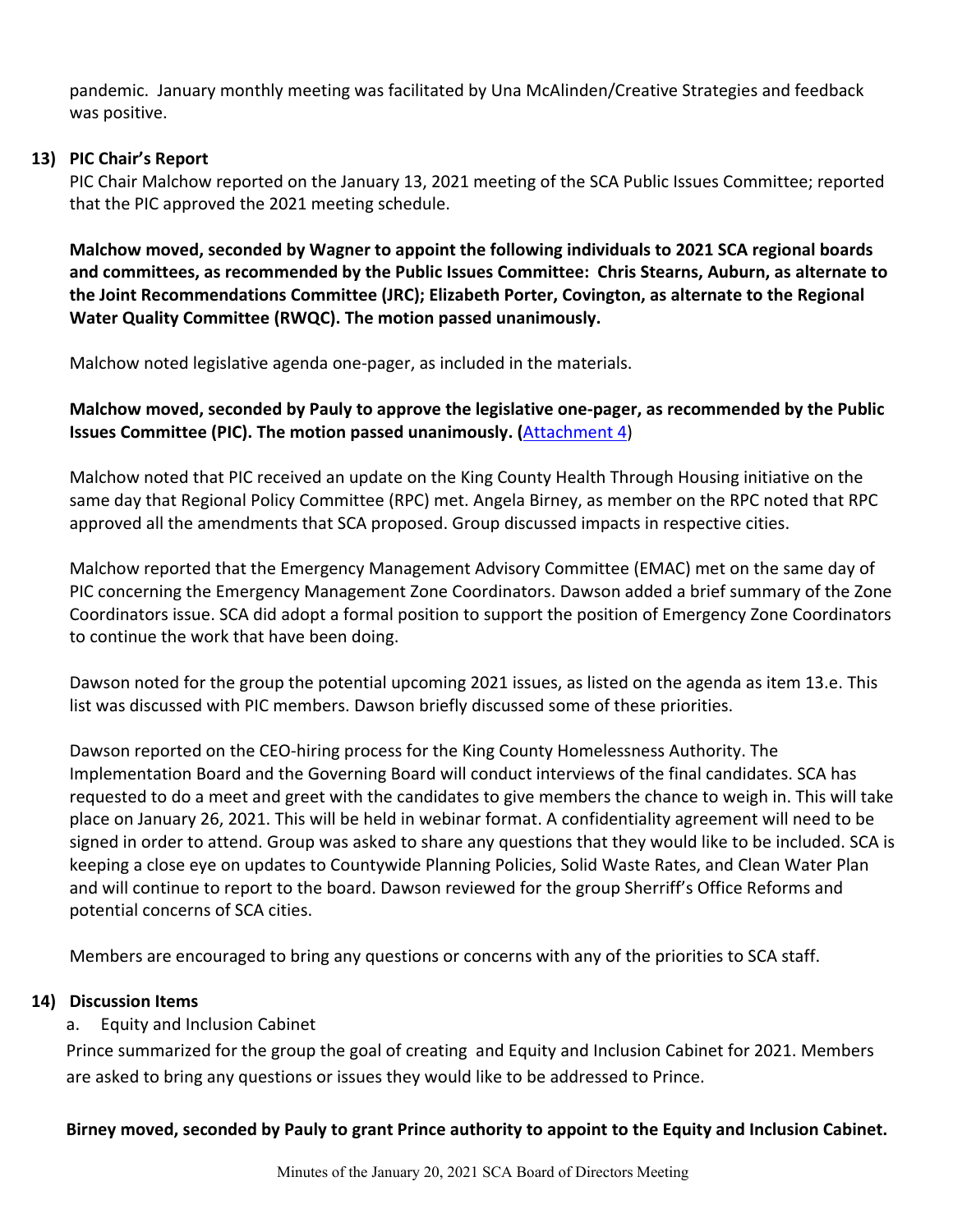pandemic. January monthly meeting was facilitated by Una McAlinden/Creative Strategies and feedback was positive.

**13) PIC Chair's Report**

PIC Chair Malchow reported on the January 13, 2021 meeting of the SCA Public Issues Committee; reported that the PIC approved the 2021 meeting schedule.

**Malchow moved, seconded by Wagner to appoint the following individuals to 2021 SCA regional boards and committees, as recommended by the Public Issues Committee: Chris Stearns, Auburn, as alternate to the Joint Recommendations Committee (JRC); Elizabeth Porter, Covington, as alternate to the Regional Water Quality Committee (RWQC). The motion passed unanimously.**

Malchow noted legislative agenda one-pager, as included in the materials.

**Malchow moved, seconded by Pauly to approve the legislative one-pager, as recommended by the Public Issues Committee (PIC). The motion passed unanimously. (**Attachment 4)

Malchow noted that PIC received an update on the King County Health Through Housing initiative on the same day that Regional Policy Committee (RPC) met. Angela Birney, as member on the RPC noted that RPC approved all the amendments that SCA proposed. Group discussed impacts in respective cities.

Malchow reported that the Emergency Management Advisory Committee (EMAC) met on the same day of PIC concerning the Emergency Management Zone Coordinators. Dawson added a brief summary of the Zone Coordinators issue. SCA did adopt a formal position to support the position of Emergency Zone Coordinators to continue the work that have been doing.

Dawson noted for the group the potential upcoming 2021 issues, as listed on the agenda as item 13.e. This list was discussed with PIC members. Dawson briefly discussed some of these priorities.

Dawson reported on the CEO-hiring process for the King County Homelessness Authority. The Implementation Board and the Governing Board will conduct interviews of the final candidates. SCA has requested to do a meet and greet with the candidates to give members the chance to weigh in. This will take place on January 26, 2021. This will be held in webinar format. A confidentiality agreement will need to be signed in order to attend. Group was asked to share any questions that they would like to be included. SCA is keeping a close eye on updates to Countywide Planning Policies, Solid Waste Rates, and Clean Water Plan and will continue to report to the board. Dawson reviewed for the group Sherriff's Office Reforms and potential concerns of SCA cities.

Members are encouraged to bring any questions or concerns with any of the priorities to SCA staff.

**14) Discussion Items**

a. Equity and Inclusion Cabinet

Prince summarized for the group the goal of creating and Equity and Inclusion Cabinet for 2021. Members are asked to bring any questions or issues they would like to be addressed to Prince.

**Birney moved, seconded by Pauly to grant Prince authority to appoint to the Equity and Inclusion Cabinet.**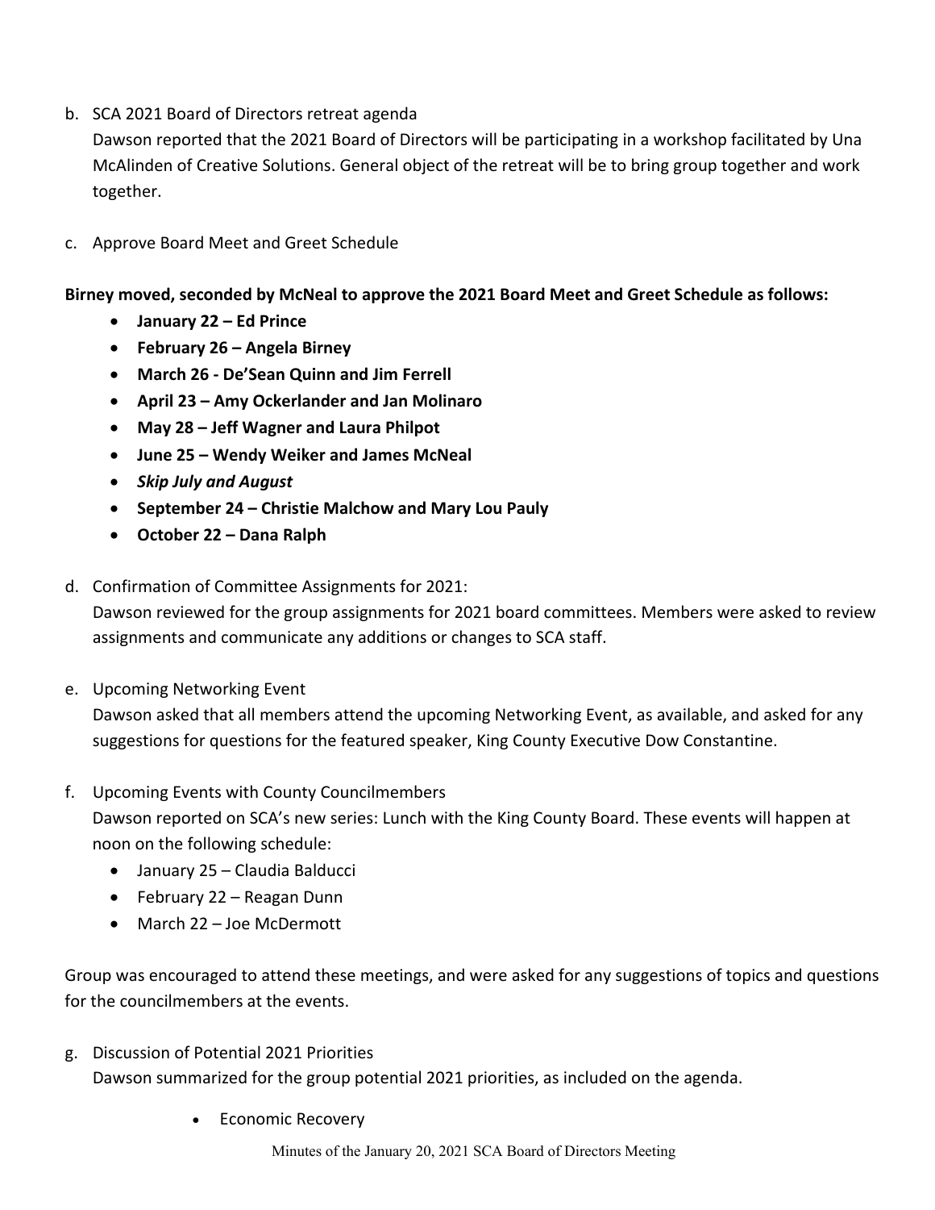b. SCA 2021 Board of Directors retreat agenda

   Dawson reported that the 2021 Board of Directors will be participating in a workshop facilitated by Una McAlinden of Creative Solutions. General object of the retreat will be to bring group together and work together.

c. Approve Board Meet and Greet Schedule

**Birney moved, seconded by McNeal to approve the 2021 Board Meet and Greet Schedule as follows:**

- **January 22 – Ed Prince**
- **February 26 – Angela Birney**
- **March 26 - De'Sean Quinn and Jim Ferrell**
- **April 23 – Amy Ockerlander and Jan Molinaro**
- **May 28 – Jeff Wagner and Laura Philpot**
- **June 25 – Wendy Weiker and James McNeal**
- ***Skip July and August***
- **September 24 – Christie Malchow and Mary Lou Pauly**
- **October 22 – Dana Ralph**

d. Confirmation of Committee Assignments for 2021:

   Dawson reviewed for the group assignments for 2021 board committees. Members were asked to review assignments and communicate any additions or changes to SCA staff.

e. Upcoming Networking Event

   Dawson asked that all members attend the upcoming Networking Event, as available, and asked for any suggestions for questions for the featured speaker, King County Executive Dow Constantine.

f. Upcoming Events with County Councilmembers

   Dawson reported on SCA's new series: Lunch with the King County Board. These events will happen at noon on the following schedule:

   - January 25 – Claudia Balducci
   - February 22 – Reagan Dunn
   - March 22 – Joe McDermott

Group was encouraged to attend these meetings, and were asked for any suggestions of topics and questions for the councilmembers at the events.

g. Discussion of Potential 2021 Priorities

   Dawson summarized for the group potential 2021 priorities, as included on the agenda.

   - Economic Recovery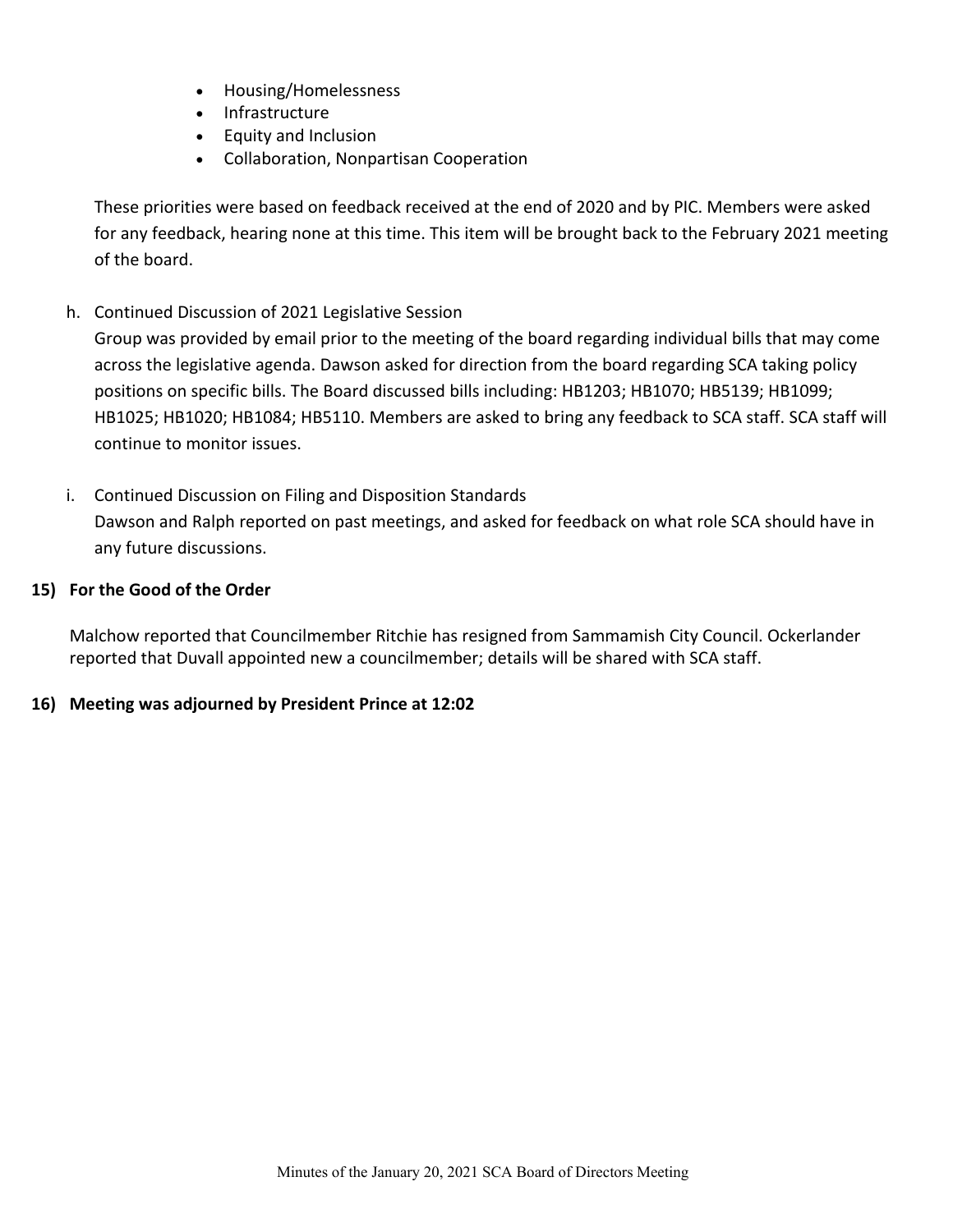- Housing/Homelessness
- Infrastructure
- Equity and Inclusion
- Collaboration, Nonpartisan Cooperation

These priorities were based on feedback received at the end of 2020 and by PIC. Members were asked for any feedback, hearing none at this time. This item will be brought back to the February 2021 meeting of the board.

h. Continued Discussion of 2021 Legislative Session
Group was provided by email prior to the meeting of the board regarding individual bills that may come across the legislative agenda. Dawson asked for direction from the board regarding SCA taking policy positions on specific bills. The Board discussed bills including: HB1203; HB1070; HB5139; HB1099; HB1025; HB1020; HB1084; HB5110. Members are asked to bring any feedback to SCA staff. SCA staff will continue to monitor issues.

i. Continued Discussion on Filing and Disposition Standards
Dawson and Ralph reported on past meetings, and asked for feedback on what role SCA should have in any future discussions.

**15) For the Good of the Order**

Malchow reported that Councilmember Ritchie has resigned from Sammamish City Council. Ockerlander reported that Duvall appointed new a councilmember; details will be shared with SCA staff.

**16) Meeting was adjourned by President Prince at 12:02**